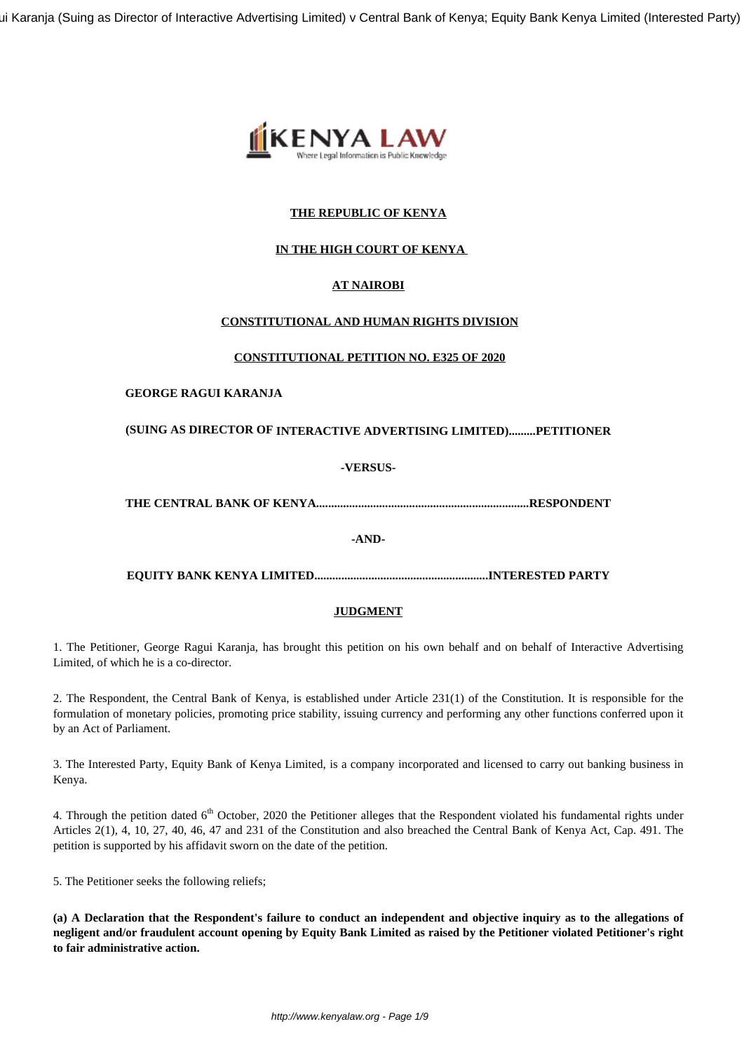**THE REPUBLIC OF KENYA**

**IN THE HIGH COURT OF KENYA**

**AT NAIROBI**

**CONSTITUTIONAL AND HUMAN RIGHTS DIVISION**

**CONSTITUTIONAL PETITION NO. E325 OF 2020**

**GEORGE RAGUI KARANJA**

**(SUING AS DIRECTOR OF INTERACTIVE ADVERTISING LIMITED).........PETITIONER**

**-VERSUS-**

**THE CENTRAL BANK OF KENYA......................................................................RESPONDENT**

**-AND-**

**EQUITY BANK KENYA LIMITED..........................................................INTERESTED PARTY**

## JUDGMENT

1. The Petitioner, George Ragui Karanja, has brought this petition on his own behalf and on behalf of Interactive Advertising Limited, of which he is a co-director.

2. The Respondent, the Central Bank of Kenya, is established under Article 231(1) of the Constitution. It is responsible for the formulation of monetary policies, promoting price stability, issuing currency and performing any other functions conferred upon it by an Act of Parliament.

3. The Interested Party, Equity Bank of Kenya Limited, is a company incorporated and licensed to carry out banking business in Kenya.

4. Through the petition dated 6th October, 2020 the Petitioner alleges that the Respondent violated his fundamental rights under Articles 2(1), 4, 10, 27, 40, 46, 47 and 231 of the Constitution and also breached the Central Bank of Kenya Act, Cap. 491. The petition is supported by his affidavit sworn on the date of the petition.

5. The Petitioner seeks the following reliefs;

**(a) A Declaration that the Respondent's failure to conduct an independent and objective inquiry as to the allegations of negligent and/or fraudulent account opening by Equity Bank Limited as raised by the Petitioner violated Petitioner's right to fair administrative action.**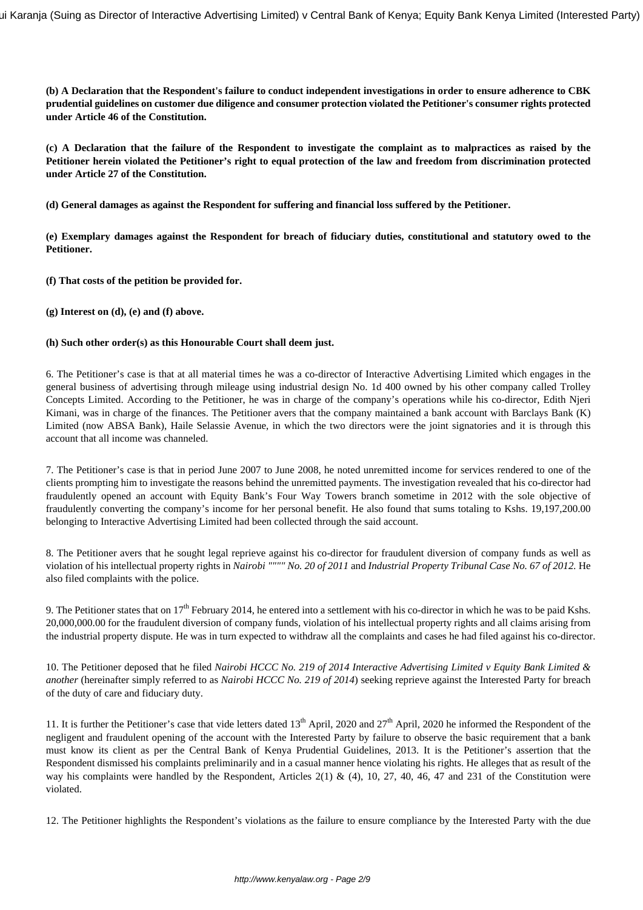**(b) A Declaration that the Respondent's failure to conduct independent investigations in order to ensure adherence to CBK prudential guidelines on customer due diligence and consumer protection violated the Petitioner's consumer rights protected under Article 46 of the Constitution.**

**(c) A Declaration that the failure of the Respondent to investigate the complaint as to malpractices as raised by the Petitioner herein violated the Petitioner's right to equal protection of the law and freedom from discrimination protected under Article 27 of the Constitution.**

**(d) General damages as against the Respondent for suffering and financial loss suffered by the Petitioner.**

**(e) Exemplary damages against the Respondent for breach of fiduciary duties, constitutional and statutory owed to the Petitioner.**

**(f) That costs of the petition be provided for.**

**(g) Interest on (d), (e) and (f) above.**

**(h) Such other order(s) as this Honourable Court shall deem just.**

6. The Petitioner's case is that at all material times he was a co-director of Interactive Advertising Limited which engages in the general business of advertising through mileage using industrial design No. 1d 400 owned by his other company called Trolley Concepts Limited. According to the Petitioner, he was in charge of the company's operations while his co-director, Edith Njeri Kimani, was in charge of the finances. The Petitioner avers that the company maintained a bank account with Barclays Bank (K) Limited (now ABSA Bank), Haile Selassie Avenue, in which the two directors were the joint signatories and it is through this account that all income was channeled.

7. The Petitioner's case is that in period June 2007 to June 2008, he noted unremitted income for services rendered to one of the clients prompting him to investigate the reasons behind the unremitted payments. The investigation revealed that his co-director had fraudulently opened an account with Equity Bank's Four Way Towers branch sometime in 2012 with the sole objective of fraudulently converting the company's income for her personal benefit. He also found that sums totaling to Kshs. 19,197,200.00 belonging to Interactive Advertising Limited had been collected through the said account.

8. The Petitioner avers that he sought legal reprieve against his co-director for fraudulent diversion of company funds as well as violation of his intellectual property rights in *Nairobi """" No. 20 of 2011* and *Industrial Property Tribunal Case No. 67 of 2012.* He also filed complaints with the police.

9. The Petitioner states that on 17th February 2014, he entered into a settlement with his co-director in which he was to be paid Kshs. 20,000,000.00 for the fraudulent diversion of company funds, violation of his intellectual property rights and all claims arising from the industrial property dispute. He was in turn expected to withdraw all the complaints and cases he had filed against his co-director.

10. The Petitioner deposed that he filed *Nairobi HCCC No. 219 of 2014 Interactive Advertising Limited v Equity Bank Limited & another* (hereinafter simply referred to as *Nairobi HCCC No. 219 of 2014*) seeking reprieve against the Interested Party for breach of the duty of care and fiduciary duty.

11. It is further the Petitioner's case that vide letters dated 13th April, 2020 and 27th April, 2020 he informed the Respondent of the negligent and fraudulent opening of the account with the Interested Party by failure to observe the basic requirement that a bank must know its client as per the Central Bank of Kenya Prudential Guidelines, 2013. It is the Petitioner's assertion that the Respondent dismissed his complaints preliminarily and in a casual manner hence violating his rights. He alleges that as result of the way his complaints were handled by the Respondent, Articles 2(1) & (4), 10, 27, 40, 46, 47 and 231 of the Constitution were violated.

12. The Petitioner highlights the Respondent's violations as the failure to ensure compliance by the Interested Party with the due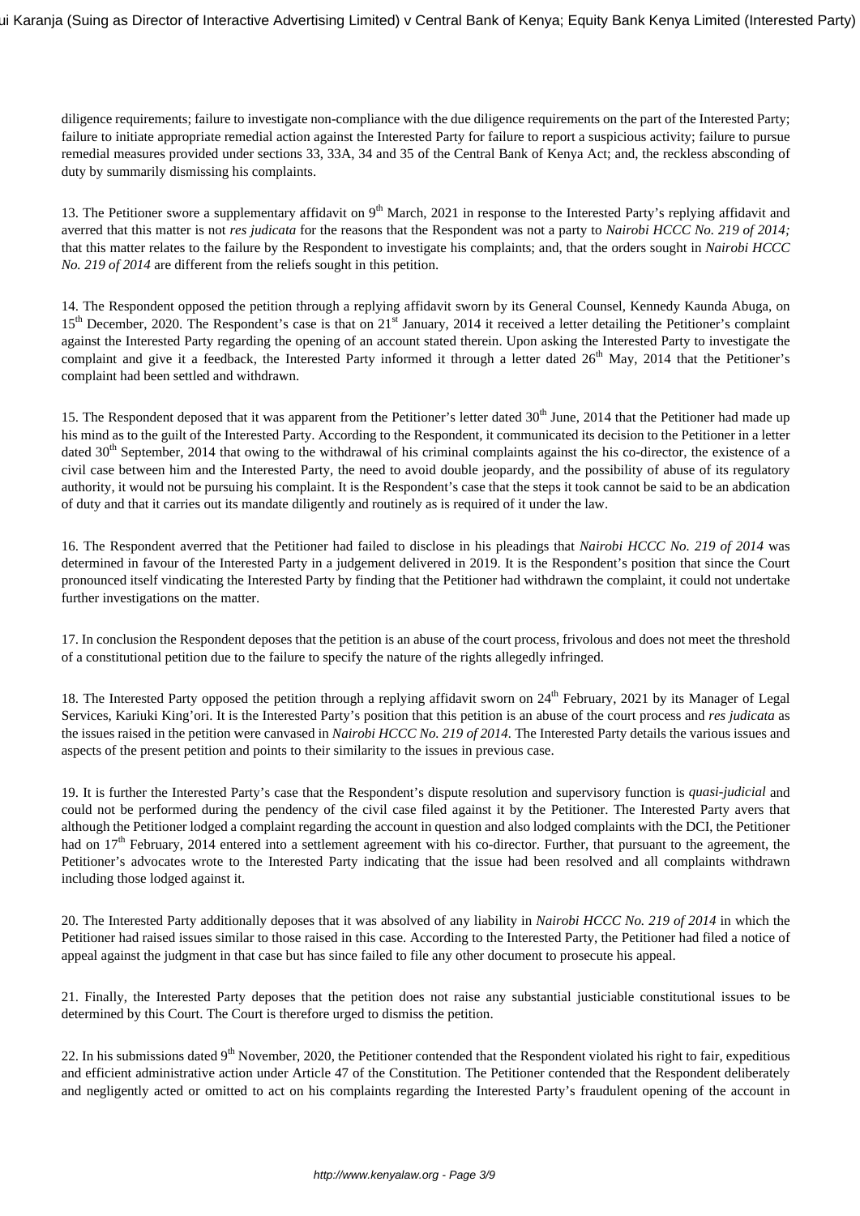diligence requirements; failure to investigate non-compliance with the due diligence requirements on the part of the Interested Party; failure to initiate appropriate remedial action against the Interested Party for failure to report a suspicious activity; failure to pursue remedial measures provided under sections 33, 33A, 34 and 35 of the Central Bank of Kenya Act; and, the reckless absconding of duty by summarily dismissing his complaints.

13. The Petitioner swore a supplementary affidavit on 9th March, 2021 in response to the Interested Party's replying affidavit and averred that this matter is not *res judicata* for the reasons that the Respondent was not a party to *Nairobi HCCC No. 219 of 2014;* that this matter relates to the failure by the Respondent to investigate his complaints; and, that the orders sought in *Nairobi HCCC No. 219 of 2014* are different from the reliefs sought in this petition.

14. The Respondent opposed the petition through a replying affidavit sworn by its General Counsel, Kennedy Kaunda Abuga, on 15th December, 2020. The Respondent's case is that on 21st January, 2014 it received a letter detailing the Petitioner's complaint against the Interested Party regarding the opening of an account stated therein. Upon asking the Interested Party to investigate the complaint and give it a feedback, the Interested Party informed it through a letter dated 26th May, 2014 that the Petitioner's complaint had been settled and withdrawn.

15. The Respondent deposed that it was apparent from the Petitioner's letter dated 30th June, 2014 that the Petitioner had made up his mind as to the guilt of the Interested Party. According to the Respondent, it communicated its decision to the Petitioner in a letter dated 30th September, 2014 that owing to the withdrawal of his criminal complaints against the his co-director, the existence of a civil case between him and the Interested Party, the need to avoid double jeopardy, and the possibility of abuse of its regulatory authority, it would not be pursuing his complaint. It is the Respondent's case that the steps it took cannot be said to be an abdication of duty and that it carries out its mandate diligently and routinely as is required of it under the law.

16. The Respondent averred that the Petitioner had failed to disclose in his pleadings that *Nairobi HCCC No. 219 of 2014* was determined in favour of the Interested Party in a judgement delivered in 2019. It is the Respondent's position that since the Court pronounced itself vindicating the Interested Party by finding that the Petitioner had withdrawn the complaint, it could not undertake further investigations on the matter.

17. In conclusion the Respondent deposes that the petition is an abuse of the court process, frivolous and does not meet the threshold of a constitutional petition due to the failure to specify the nature of the rights allegedly infringed.

18. The Interested Party opposed the petition through a replying affidavit sworn on 24th February, 2021 by its Manager of Legal Services, Kariuki King'ori. It is the Interested Party's position that this petition is an abuse of the court process and *res judicata* as the issues raised in the petition were canvassed in *Nairobi HCCC No. 219 of 2014.* The Interested Party details the various issues and aspects of the present petition and points to their similarity to the issues in previous case.

19. It is further the Interested Party's case that the Respondent's dispute resolution and supervisory function is *quasi-judicial* and could not be performed during the pendency of the civil case filed against it by the Petitioner. The Interested Party avers that although the Petitioner lodged a complaint regarding the account in question and also lodged complaints with the DCI, the Petitioner had on 17th February, 2014 entered into a settlement agreement with his co-director. Further, that pursuant to the agreement, the Petitioner's advocates wrote to the Interested Party indicating that the issue had been resolved and all complaints withdrawn including those lodged against it.

20. The Interested Party additionally deposes that it was absolved of any liability in *Nairobi HCCC No. 219 of 2014* in which the Petitioner had raised issues similar to those raised in this case. According to the Interested Party, the Petitioner had filed a notice of appeal against the judgment in that case but has since failed to file any other document to prosecute his appeal.

21. Finally, the Interested Party deposes that the petition does not raise any substantial justiciable constitutional issues to be determined by this Court. The Court is therefore urged to dismiss the petition.

22. In his submissions dated 9th November, 2020, the Petitioner contended that the Respondent violated his right to fair, expeditious and efficient administrative action under Article 47 of the Constitution. The Petitioner contended that the Respondent deliberately and negligently acted or omitted to act on his complaints regarding the Interested Party's fraudulent opening of the account in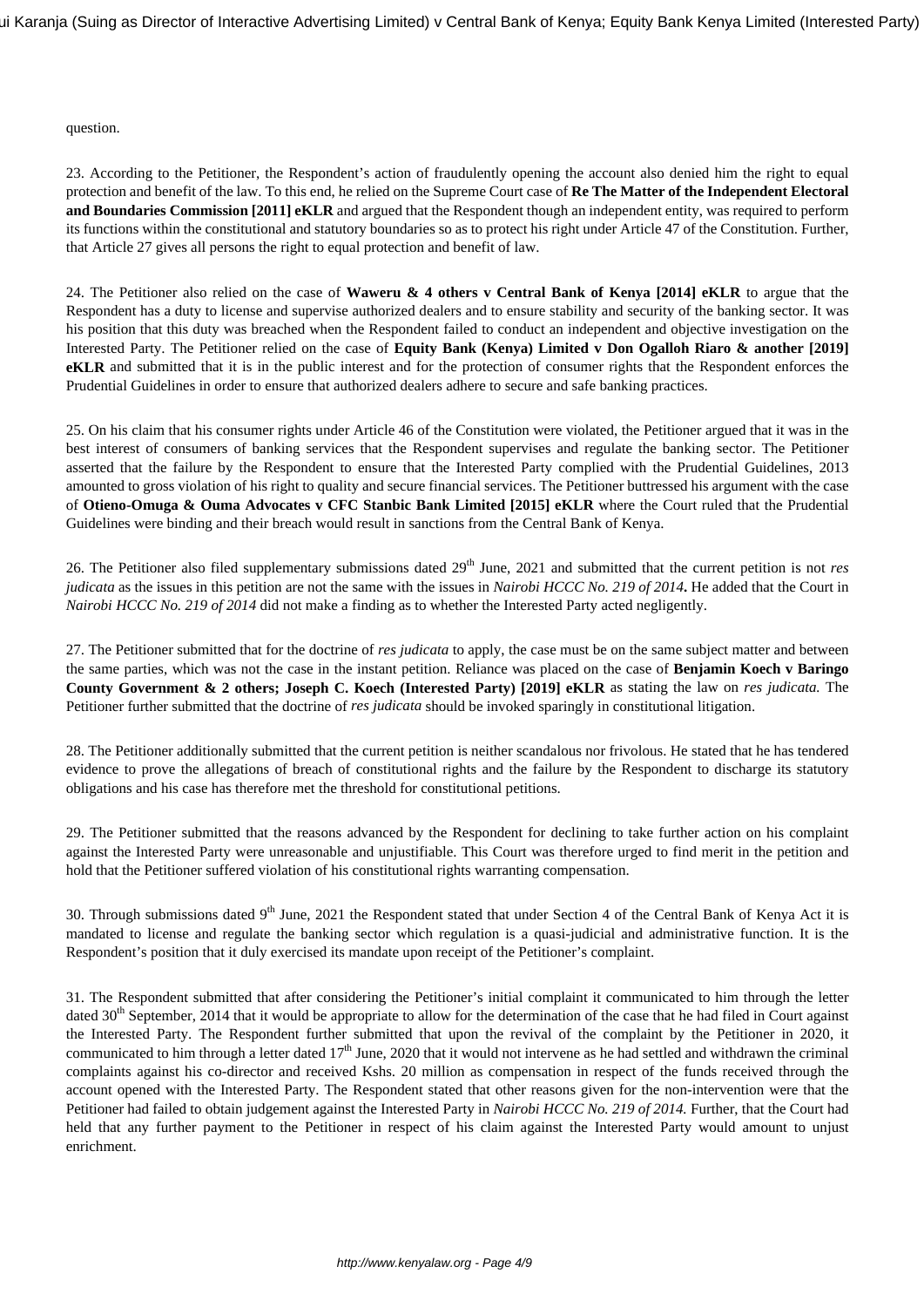question.

23. According to the Petitioner, the Respondent's action of fraudulently opening the account also denied him the right to equal protection and benefit of the law. To this end, he relied on the Supreme Court case of **Re The Matter of the Independent Electoral and Boundaries Commission [2011] eKLR** and argued that the Respondent though an independent entity, was required to perform its functions within the constitutional and statutory boundaries so as to protect his right under Article 47 of the Constitution. Further, that Article 27 gives all persons the right to equal protection and benefit of law.

24. The Petitioner also relied on the case of **Waweru & 4 others v Central Bank of Kenya [2014] eKLR** to argue that the Respondent has a duty to license and supervise authorized dealers and to ensure stability and security of the banking sector. It was his position that this duty was breached when the Respondent failed to conduct an independent and objective investigation on the Interested Party. The Petitioner relied on the case of **Equity Bank (Kenya) Limited v Don Ogalloh Riaro & another [2019] eKLR** and submitted that it is in the public interest and for the protection of consumer rights that the Respondent enforces the Prudential Guidelines in order to ensure that authorized dealers adhere to secure and safe banking practices.

25. On his claim that his consumer rights under Article 46 of the Constitution were violated, the Petitioner argued that it was in the best interest of consumers of banking services that the Respondent supervises and regulate the banking sector. The Petitioner asserted that the failure by the Respondent to ensure that the Interested Party complied with the Prudential Guidelines, 2013 amounted to gross violation of his right to quality and secure financial services. The Petitioner buttressed his argument with the case of **Otieno-Omuga & Ouma Advocates v CFC Stanbic Bank Limited [2015] eKLR** where the Court ruled that the Prudential Guidelines were binding and their breach would result in sanctions from the Central Bank of Kenya.

26. The Petitioner also filed supplementary submissions dated 29th June, 2021 and submitted that the current petition is not *res judicata* as the issues in this petition are not the same with the issues in *Nairobi HCCC No. 219 of 2014***.** He added that the Court in *Nairobi HCCC No. 219 of 2014* did not make a finding as to whether the Interested Party acted negligently.

27. The Petitioner submitted that for the doctrine of *res judicata* to apply, the case must be on the same subject matter and between the same parties, which was not the case in the instant petition. Reliance was placed on the case of **Benjamin Koech v Baringo County Government & 2 others; Joseph C. Koech (Interested Party) [2019] eKLR** as stating the law on *res judicata.* The Petitioner further submitted that the doctrine of *res judicata* should be invoked sparingly in constitutional litigation.

28. The Petitioner additionally submitted that the current petition is neither scandalous nor frivolous. He stated that he has tendered evidence to prove the allegations of breach of constitutional rights and the failure by the Respondent to discharge its statutory obligations and his case has therefore met the threshold for constitutional petitions.

29. The Petitioner submitted that the reasons advanced by the Respondent for declining to take further action on his complaint against the Interested Party were unreasonable and unjustifiable. This Court was therefore urged to find merit in the petition and hold that the Petitioner suffered violation of his constitutional rights warranting compensation.

30. Through submissions dated 9th June, 2021 the Respondent stated that under Section 4 of the Central Bank of Kenya Act it is mandated to license and regulate the banking sector which regulation is a quasi-judicial and administrative function. It is the Respondent's position that it duly exercised its mandate upon receipt of the Petitioner's complaint.

31. The Respondent submitted that after considering the Petitioner's initial complaint it communicated to him through the letter dated 30th September, 2014 that it would be appropriate to allow for the determination of the case that he had filed in Court against the Interested Party. The Respondent further submitted that upon the revival of the complaint by the Petitioner in 2020, it communicated to him through a letter dated 17th June, 2020 that it would not intervene as he had settled and withdrawn the criminal complaints against his co-director and received Kshs. 20 million as compensation in respect of the funds received through the account opened with the Interested Party. The Respondent stated that other reasons given for the non-intervention were that the Petitioner had failed to obtain judgement against the Interested Party in *Nairobi HCCC No. 219 of 2014.* Further, that the Court had held that any further payment to the Petitioner in respect of his claim against the Interested Party would amount to unjust enrichment.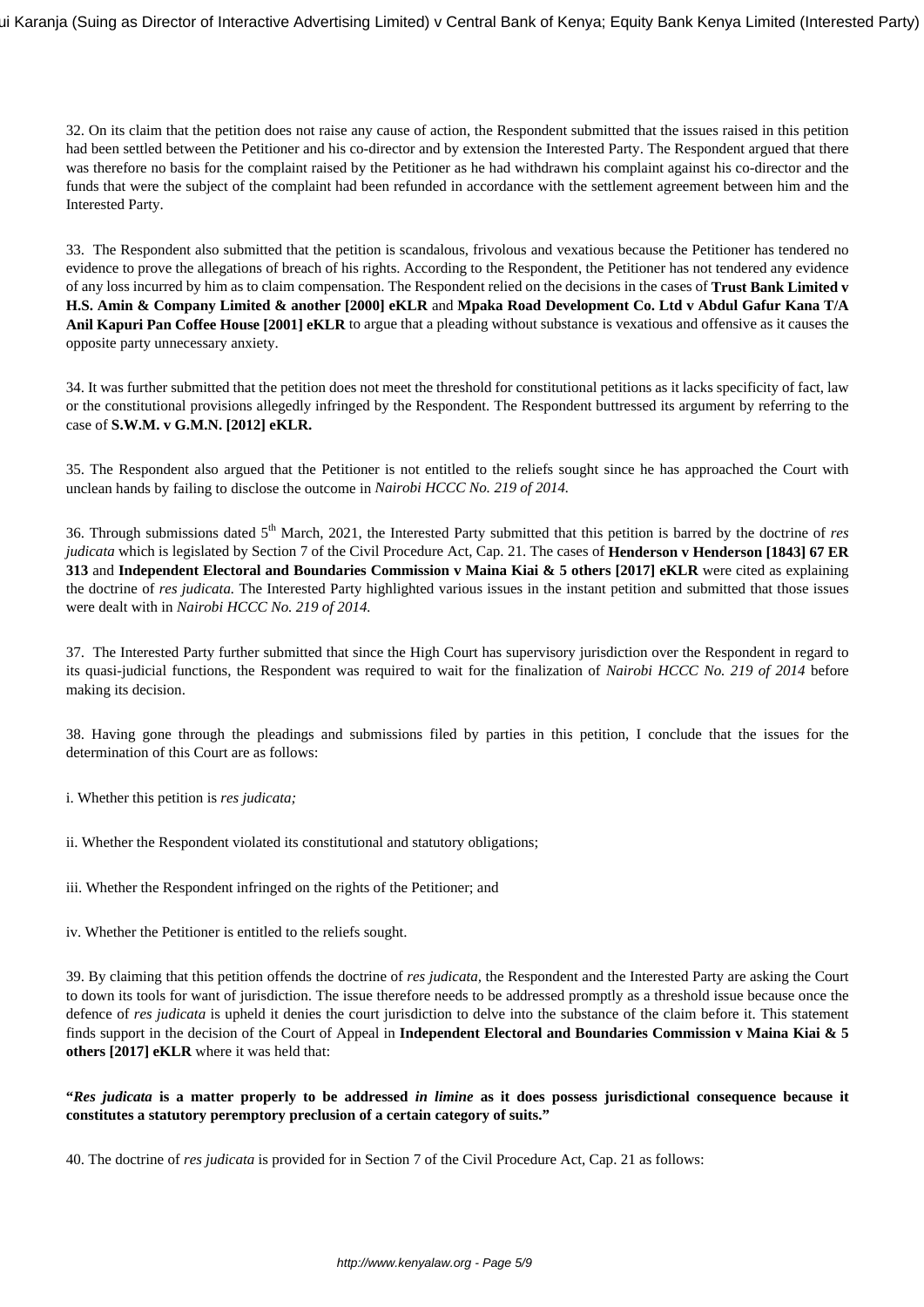32. On its claim that the petition does not raise any cause of action, the Respondent submitted that the issues raised in this petition had been settled between the Petitioner and his co-director and by extension the Interested Party. The Respondent argued that there was therefore no basis for the complaint raised by the Petitioner as he had withdrawn his complaint against his co-director and the funds that were the subject of the complaint had been refunded in accordance with the settlement agreement between him and the Interested Party.

33. The Respondent also submitted that the petition is scandalous, frivolous and vexatious because the Petitioner has tendered no evidence to prove the allegations of breach of his rights. According to the Respondent, the Petitioner has not tendered any evidence of any loss incurred by him as to claim compensation. The Respondent relied on the decisions in the cases of **Trust Bank Limited v H.S. Amin & Company Limited & another [2000] eKLR** and **Mpaka Road Development Co. Ltd v Abdul Gafur Kana T/A Anil Kapuri Pan Coffee House [2001] eKLR** to argue that a pleading without substance is vexatious and offensive as it causes the opposite party unnecessary anxiety.

34. It was further submitted that the petition does not meet the threshold for constitutional petitions as it lacks specificity of fact, law or the constitutional provisions allegedly infringed by the Respondent. The Respondent buttressed its argument by referring to the case of **S.W.M. v G.M.N. [2012] eKLR.**

35. The Respondent also argued that the Petitioner is not entitled to the reliefs sought since he has approached the Court with unclean hands by failing to disclose the outcome in *Nairobi HCCC No. 219 of 2014.*

36. Through submissions dated 5th March, 2021, the Interested Party submitted that this petition is barred by the doctrine of *res judicata* which is legislated by Section 7 of the Civil Procedure Act, Cap. 21. The cases of **Henderson v Henderson [1843] 67 ER 313** and **Independent Electoral and Boundaries Commission v Maina Kiai & 5 others [2017] eKLR** were cited as explaining the doctrine of *res judicata.* The Interested Party highlighted various issues in the instant petition and submitted that those issues were dealt with in *Nairobi HCCC No. 219 of 2014.*

37. The Interested Party further submitted that since the High Court has supervisory jurisdiction over the Respondent in regard to its quasi-judicial functions, the Respondent was required to wait for the finalization of *Nairobi HCCC No. 219 of 2014* before making its decision.

38. Having gone through the pleadings and submissions filed by parties in this petition, I conclude that the issues for the determination of this Court are as follows:

i. Whether this petition is *res judicata;*

ii. Whether the Respondent violated its constitutional and statutory obligations;

iii. Whether the Respondent infringed on the rights of the Petitioner; and

iv. Whether the Petitioner is entitled to the reliefs sought.

39. By claiming that this petition offends the doctrine of *res judicata,* the Respondent and the Interested Party are asking the Court to down its tools for want of jurisdiction. The issue therefore needs to be addressed promptly as a threshold issue because once the defence of *res judicata* is upheld it denies the court jurisdiction to delve into the substance of the claim before it. This statement finds support in the decision of the Court of Appeal in **Independent Electoral and Boundaries Commission v Maina Kiai & 5 others [2017] eKLR** where it was held that:

**"*Res judicata* is a matter properly to be addressed *in limine* as it does possess jurisdictional consequence because it constitutes a statutory peremptory preclusion of a certain category of suits."**

40. The doctrine of *res judicata* is provided for in Section 7 of the Civil Procedure Act, Cap. 21 as follows: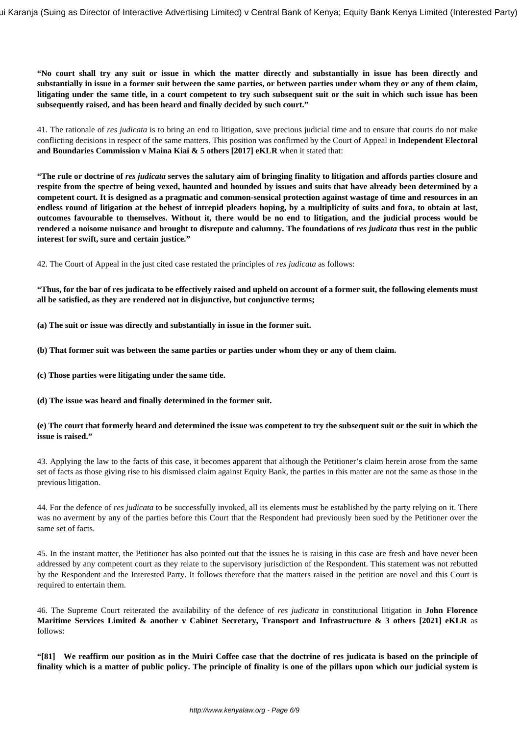**"No court shall try any suit or issue in which the matter directly and substantially in issue has been directly and substantially in issue in a former suit between the same parties, or between parties under whom they or any of them claim, litigating under the same title, in a court competent to try such subsequent suit or the suit in which such issue has been subsequently raised, and has been heard and finally decided by such court."**

41. The rationale of *res judicata* is to bring an end to litigation, save precious judicial time and to ensure that courts do not make conflicting decisions in respect of the same matters. This position was confirmed by the Court of Appeal in **Independent Electoral and Boundaries Commission v Maina Kiai & 5 others [2017] eKLR** when it stated that:

**"The rule or doctrine of *res judicata* serves the salutary aim of bringing finality to litigation and affords parties closure and respite from the spectre of being vexed, haunted and hounded by issues and suits that have already been determined by a competent court. It is designed as a pragmatic and common-sensical protection against wastage of time and resources in an endless round of litigation at the behest of intrepid pleaders hoping, by a multiplicity of suits and fora, to obtain at last, outcomes favourable to themselves. Without it, there would be no end to litigation, and the judicial process would be rendered a noisome nuisance and brought to disrepute and calumny. The foundations of *res judicata* thus rest in the public interest for swift, sure and certain justice."**

42. The Court of Appeal in the just cited case restated the principles of *res judicata* as follows:

**"Thus, for the bar of res judicata to be effectively raised and upheld on account of a former suit, the following elements must all be satisfied, as they are rendered not in disjunctive, but conjunctive terms;**

**(a) The suit or issue was directly and substantially in issue in the former suit.**

**(b) That former suit was between the same parties or parties under whom they or any of them claim.**

**(c) Those parties were litigating under the same title.**

**(d) The issue was heard and finally determined in the former suit.**

**(e) The court that formerly heard and determined the issue was competent to try the subsequent suit or the suit in which the issue is raised."**

43. Applying the law to the facts of this case, it becomes apparent that although the Petitioner's claim herein arose from the same set of facts as those giving rise to his dismissed claim against Equity Bank, the parties in this matter are not the same as those in the previous litigation.

44. For the defence of *res judicata* to be successfully invoked, all its elements must be established by the party relying on it. There was no averment by any of the parties before this Court that the Respondent had previously been sued by the Petitioner over the same set of facts.

45. In the instant matter, the Petitioner has also pointed out that the issues he is raising in this case are fresh and have never been addressed by any competent court as they relate to the supervisory jurisdiction of the Respondent. This statement was not rebutted by the Respondent and the Interested Party. It follows therefore that the matters raised in the petition are novel and this Court is required to entertain them.

46. The Supreme Court reiterated the availability of the defence of *res judicata* in constitutional litigation in **John Florence Maritime Services Limited & another v Cabinet Secretary, Transport and Infrastructure & 3 others [2021] eKLR** as follows:

**"[81] We reaffirm our position as in the Muiri Coffee case that the doctrine of res judicata is based on the principle of finality which is a matter of public policy. The principle of finality is one of the pillars upon which our judicial system is**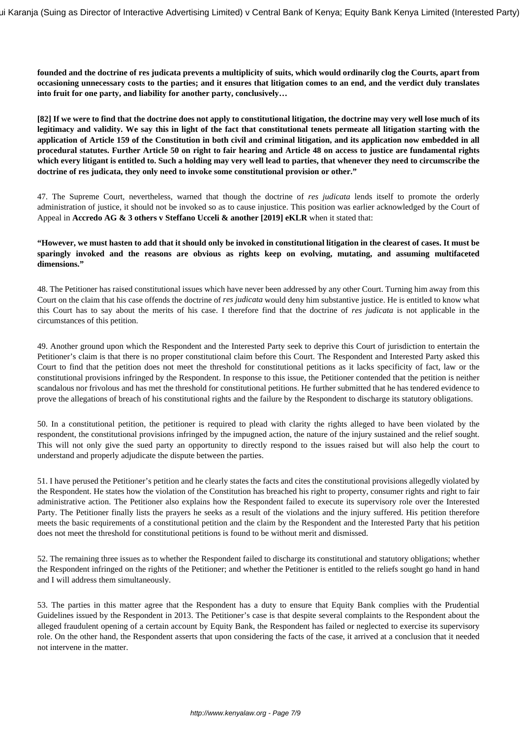**founded and the doctrine of res judicata prevents a multiplicity of suits, which would ordinarily clog the Courts, apart from occasioning unnecessary costs to the parties; and it ensures that litigation comes to an end, and the verdict duly translates into fruit for one party, and liability for another party, conclusively…**

**[82] If we were to find that the doctrine does not apply to constitutional litigation, the doctrine may very well lose much of its legitimacy and validity. We say this in light of the fact that constitutional tenets permeate all litigation starting with the application of Article 159 of the Constitution in both civil and criminal litigation, and its application now embedded in all procedural statutes. Further Article 50 on right to fair hearing and Article 48 on access to justice are fundamental rights which every litigant is entitled to. Such a holding may very well lead to parties, that whenever they need to circumscribe the doctrine of res judicata, they only need to invoke some constitutional provision or other."**

47. The Supreme Court, nevertheless, warned that though the doctrine of *res judicata* lends itself to promote the orderly administration of justice, it should not be invoked so as to cause injustice. This position was earlier acknowledged by the Court of Appeal in **Accredo AG & 3 others v Steffano Ucceli & another [2019] eKLR** when it stated that:

**"However, we must hasten to add that it should only be invoked in constitutional litigation in the clearest of cases. It must be sparingly invoked and the reasons are obvious as rights keep on evolving, mutating, and assuming multifaceted dimensions."**

48. The Petitioner has raised constitutional issues which have never been addressed by any other Court. Turning him away from this Court on the claim that his case offends the doctrine of *res judicata* would deny him substantive justice. He is entitled to know what this Court has to say about the merits of his case. I therefore find that the doctrine of *res judicata* is not applicable in the circumstances of this petition.

49. Another ground upon which the Respondent and the Interested Party seek to deprive this Court of jurisdiction to entertain the Petitioner's claim is that there is no proper constitutional claim before this Court. The Respondent and Interested Party asked this Court to find that the petition does not meet the threshold for constitutional petitions as it lacks specificity of fact, law or the constitutional provisions infringed by the Respondent. In response to this issue, the Petitioner contended that the petition is neither scandalous nor frivolous and has met the threshold for constitutional petitions. He further submitted that he has tendered evidence to prove the allegations of breach of his constitutional rights and the failure by the Respondent to discharge its statutory obligations.

50. In a constitutional petition, the petitioner is required to plead with clarity the rights alleged to have been violated by the respondent, the constitutional provisions infringed by the impugned action, the nature of the injury sustained and the relief sought. This will not only give the sued party an opportunity to directly respond to the issues raised but will also help the court to understand and properly adjudicate the dispute between the parties.

51. I have perused the Petitioner's petition and he clearly states the facts and cites the constitutional provisions allegedly violated by the Respondent. He states how the violation of the Constitution has breached his right to property, consumer rights and right to fair administrative action. The Petitioner also explains how the Respondent failed to execute its supervisory role over the Interested Party. The Petitioner finally lists the prayers he seeks as a result of the violations and the injury suffered. His petition therefore meets the basic requirements of a constitutional petition and the claim by the Respondent and the Interested Party that his petition does not meet the threshold for constitutional petitions is found to be without merit and dismissed.

52. The remaining three issues as to whether the Respondent failed to discharge its constitutional and statutory obligations; whether the Respondent infringed on the rights of the Petitioner; and whether the Petitioner is entitled to the reliefs sought go hand in hand and I will address them simultaneously.

53. The parties in this matter agree that the Respondent has a duty to ensure that Equity Bank complies with the Prudential Guidelines issued by the Respondent in 2013. The Petitioner's case is that despite several complaints to the Respondent about the alleged fraudulent opening of a certain account by Equity Bank, the Respondent has failed or neglected to exercise its supervisory role. On the other hand, the Respondent asserts that upon considering the facts of the case, it arrived at a conclusion that it needed not intervene in the matter.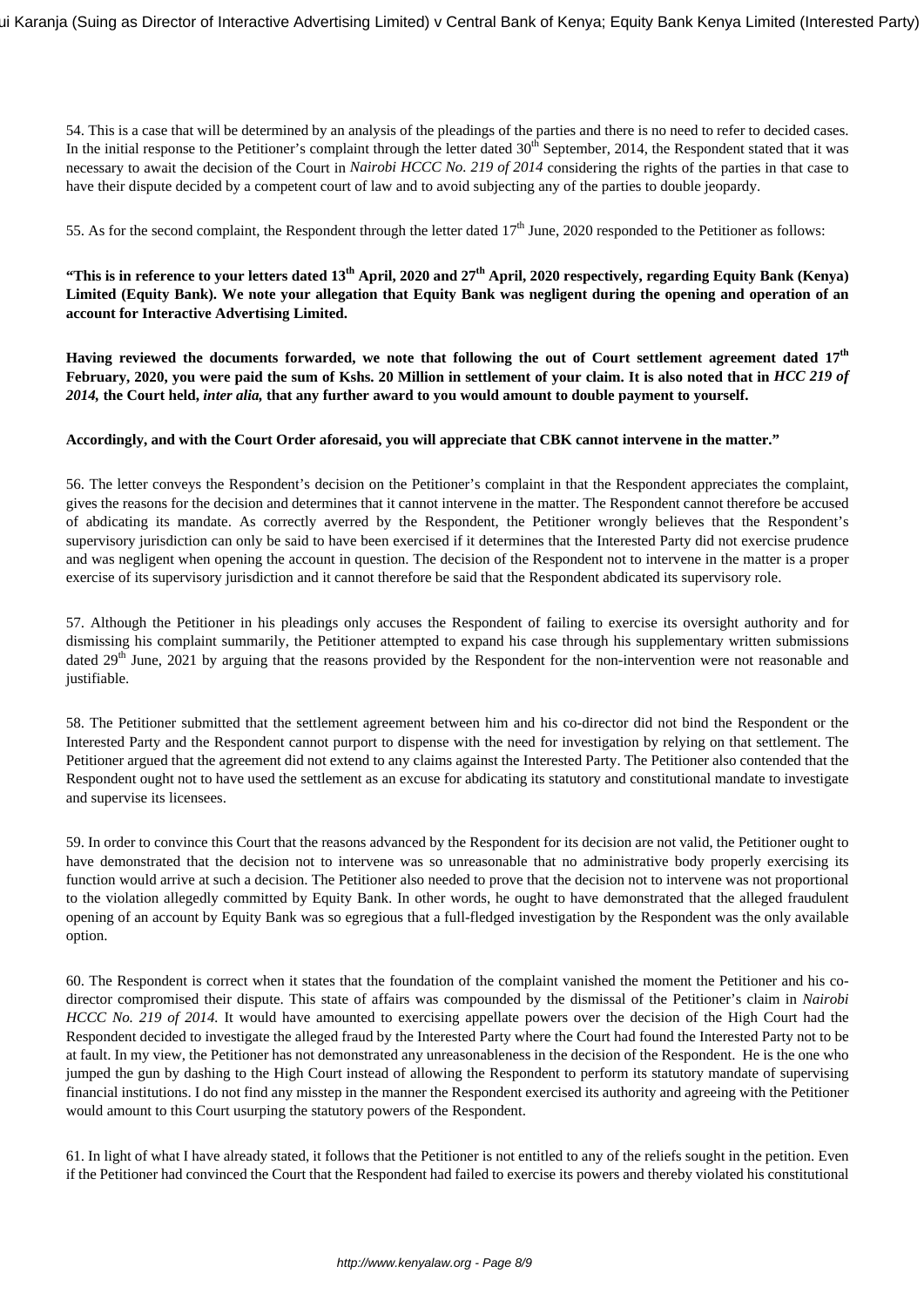54. This is a case that will be determined by an analysis of the pleadings of the parties and there is no need to refer to decided cases. In the initial response to the Petitioner's complaint through the letter dated 30th September, 2014, the Respondent stated that it was necessary to await the decision of the Court in *Nairobi HCCC No. 219 of 2014* considering the rights of the parties in that case to have their dispute decided by a competent court of law and to avoid subjecting any of the parties to double jeopardy.

55. As for the second complaint, the Respondent through the letter dated 17th June, 2020 responded to the Petitioner as follows:

**"This is in reference to your letters dated 13th April, 2020 and 27th April, 2020 respectively, regarding Equity Bank (Kenya) Limited (Equity Bank). We note your allegation that Equity Bank was negligent during the opening and operation of an account for Interactive Advertising Limited.**

**Having reviewed the documents forwarded, we note that following the out of Court settlement agreement dated 17th February, 2020, you were paid the sum of Kshs. 20 Million in settlement of your claim. It is also noted that in *HCC 219 of 2014,* the Court held, *inter alia,* that any further award to you would amount to double payment to yourself.**

**Accordingly, and with the Court Order aforesaid, you will appreciate that CBK cannot intervene in the matter."**

56. The letter conveys the Respondent's decision on the Petitioner's complaint in that the Respondent appreciates the complaint, gives the reasons for the decision and determines that it cannot intervene in the matter. The Respondent cannot therefore be accused of abdicating its mandate. As correctly averred by the Respondent, the Petitioner wrongly believes that the Respondent's supervisory jurisdiction can only be said to have been exercised if it determines that the Interested Party did not exercise prudence and was negligent when opening the account in question. The decision of the Respondent not to intervene in the matter is a proper exercise of its supervisory jurisdiction and it cannot therefore be said that the Respondent abdicated its supervisory role.

57. Although the Petitioner in his pleadings only accuses the Respondent of failing to exercise its oversight authority and for dismissing his complaint summarily, the Petitioner attempted to expand his case through his supplementary written submissions dated 29th June, 2021 by arguing that the reasons provided by the Respondent for the non-intervention were not reasonable and justifiable.

58. The Petitioner submitted that the settlement agreement between him and his co-director did not bind the Respondent or the Interested Party and the Respondent cannot purport to dispense with the need for investigation by relying on that settlement. The Petitioner argued that the agreement did not extend to any claims against the Interested Party. The Petitioner also contended that the Respondent ought not to have used the settlement as an excuse for abdicating its statutory and constitutional mandate to investigate and supervise its licensees.

59. In order to convince this Court that the reasons advanced by the Respondent for its decision are not valid, the Petitioner ought to have demonstrated that the decision not to intervene was so unreasonable that no administrative body properly exercising its function would arrive at such a decision. The Petitioner also needed to prove that the decision not to intervene was not proportional to the violation allegedly committed by Equity Bank. In other words, he ought to have demonstrated that the alleged fraudulent opening of an account by Equity Bank was so egregious that a full-fledged investigation by the Respondent was the only available option.

60. The Respondent is correct when it states that the foundation of the complaint vanished the moment the Petitioner and his co-director compromised their dispute. This state of affairs was compounded by the dismissal of the Petitioner's claim in *Nairobi HCCC No. 219 of 2014.* It would have amounted to exercising appellate powers over the decision of the High Court had the Respondent decided to investigate the alleged fraud by the Interested Party where the Court had found the Interested Party not to be at fault. In my view, the Petitioner has not demonstrated any unreasonableness in the decision of the Respondent. He is the one who jumped the gun by dashing to the High Court instead of allowing the Respondent to perform its statutory mandate of supervising financial institutions. I do not find any misstep in the manner the Respondent exercised its authority and agreeing with the Petitioner would amount to this Court usurping the statutory powers of the Respondent.

61. In light of what I have already stated, it follows that the Petitioner is not entitled to any of the reliefs sought in the petition. Even if the Petitioner had convinced the Court that the Respondent had failed to exercise its powers and thereby violated his constitutional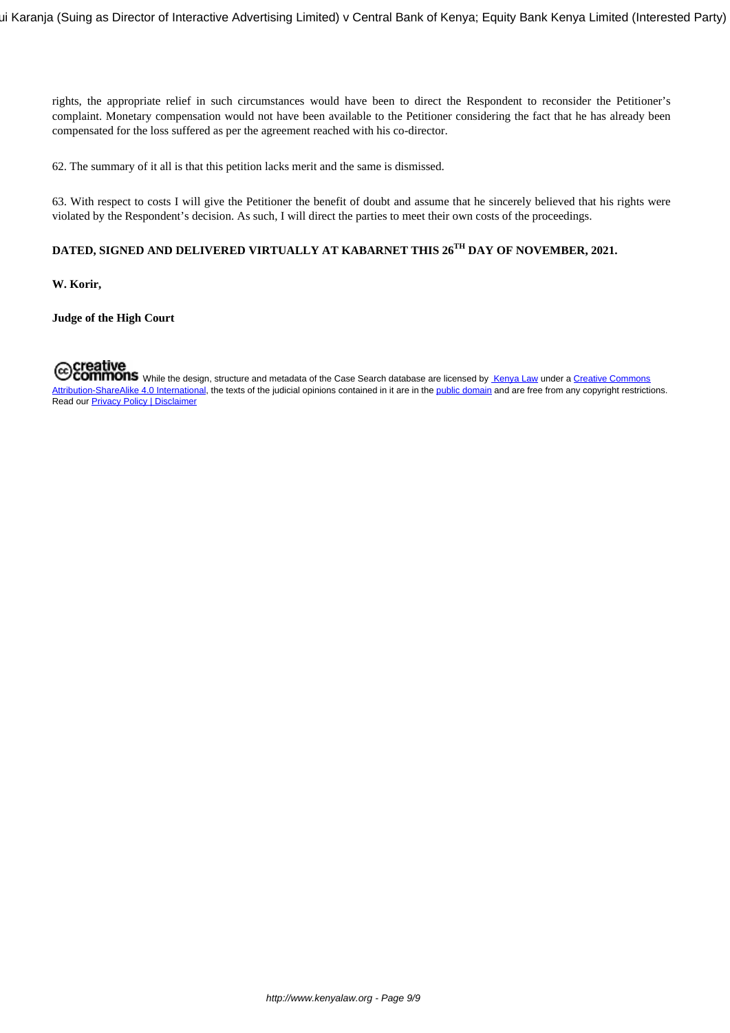rights, the appropriate relief in such circumstances would have been to direct the Respondent to reconsider the Petitioner's complaint. Monetary compensation would not have been available to the Petitioner considering the fact that he has already been compensated for the loss suffered as per the agreement reached with his co-director.

62. The summary of it all is that this petition lacks merit and the same is dismissed.

63. With respect to costs I will give the Petitioner the benefit of doubt and assume that he sincerely believed that his rights were violated by the Respondent's decision. As such, I will direct the parties to meet their own costs of the proceedings.

**DATED, SIGNED AND DELIVERED VIRTUALLY AT KABARNET THIS 26TH DAY OF NOVEMBER, 2021.**

**W. Korir,**

**Judge of the High Court**

While the design, structure and metadata of the Case Search database are licensed by Kenya Law under a Creative Commons Attribution-ShareAlike 4.0 International, the texts of the judicial opinions contained in it are in the public domain and are free from any copyright restrictions. Read our Privacy Policy | Disclaimer